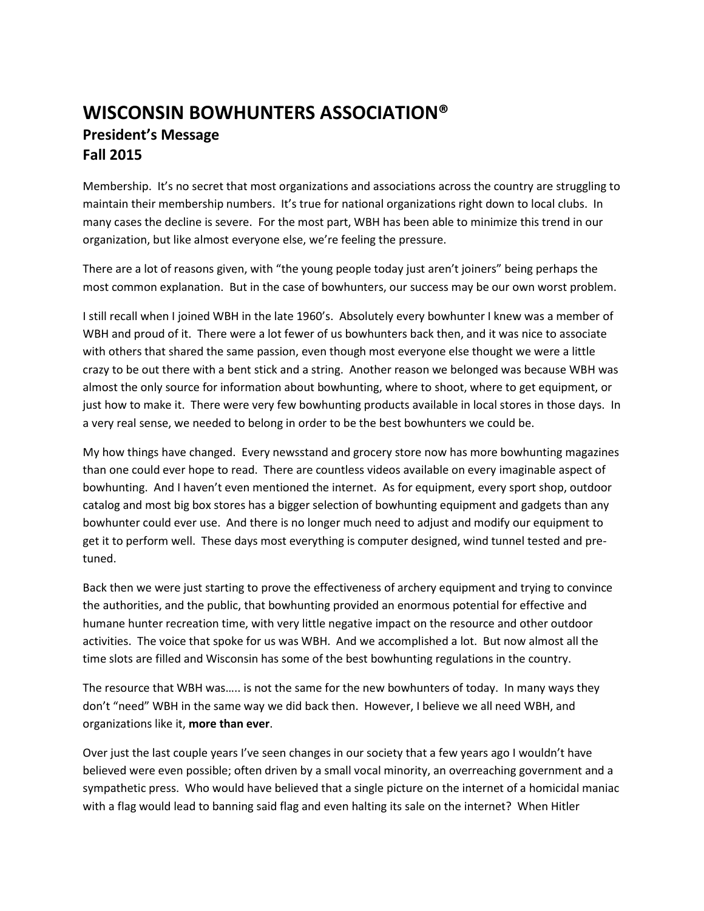# WISCONSIN BOWHUNTERS ASSOCIATION®

## President's Message

## Fall 2015

Membership. It's no secret that most organizations and associations across the country are struggling to maintain their membership numbers. It's true for national organizations right down to local clubs. In many cases the decline is severe. For the most part, WBH has been able to minimize this trend in our organization, but like almost everyone else, we're feeling the pressure.

There are a lot of reasons given, with "the young people today just aren't joiners" being perhaps the most common explanation. But in the case of bowhunters, our success may be our own worst problem.

I still recall when I joined WBH in the late 1960's. Absolutely every bowhunter I knew was a member of WBH and proud of it. There were a lot fewer of us bowhunters back then, and it was nice to associate with others that shared the same passion, even though most everyone else thought we were a little crazy to be out there with a bent stick and a string. Another reason we belonged was because WBH was almost the only source for information about bowhunting, where to shoot, where to get equipment, or just how to make it. There were very few bowhunting products available in local stores in those days. In a very real sense, we needed to belong in order to be the best bowhunters we could be.

My how things have changed. Every newsstand and grocery store now has more bowhunting magazines than one could ever hope to read. There are countless videos available on every imaginable aspect of bowhunting. And I haven't even mentioned the internet. As for equipment, every sport shop, outdoor catalog and most big box stores has a bigger selection of bowhunting equipment and gadgets than any bowhunter could ever use. And there is no longer much need to adjust and modify our equipment to get it to perform well. These days most everything is computer designed, wind tunnel tested and pre-tuned.

Back then we were just starting to prove the effectiveness of archery equipment and trying to convince the authorities, and the public, that bowhunting provided an enormous potential for effective and humane hunter recreation time, with very little negative impact on the resource and other outdoor activities. The voice that spoke for us was WBH. And we accomplished a lot. But now almost all the time slots are filled and Wisconsin has some of the best bowhunting regulations in the country.

The resource that WBH was….. is not the same for the new bowhunters of today. In many ways they don't "need" WBH in the same way we did back then. However, I believe we all need WBH, and organizations like it, **more than ever**.

Over just the last couple years I've seen changes in our society that a few years ago I wouldn't have believed were even possible; often driven by a small vocal minority, an overreaching government and a sympathetic press. Who would have believed that a single picture on the internet of a homicidal maniac with a flag would lead to banning said flag and even halting its sale on the internet? When Hitler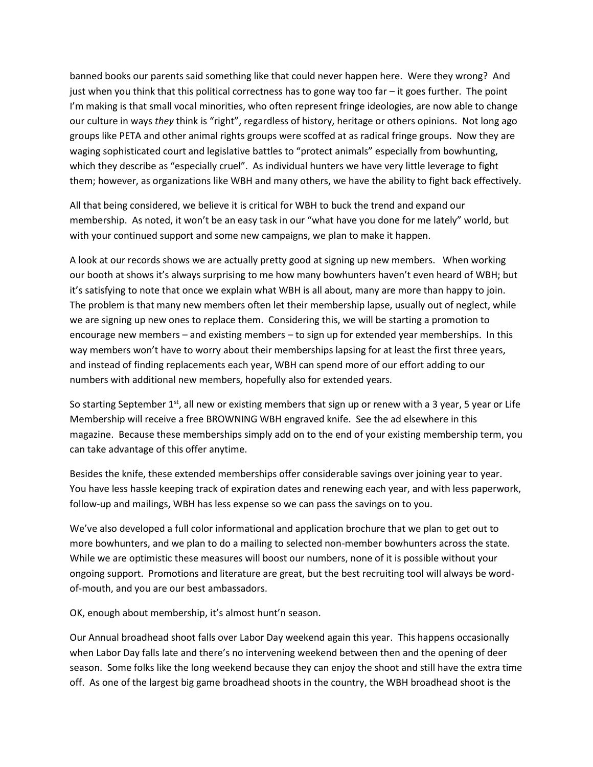banned books our parents said something like that could never happen here. Were they wrong? And just when you think that this political correctness has to gone way too far – it goes further. The point I'm making is that small vocal minorities, who often represent fringe ideologies, are now able to change our culture in ways *they* think is "right", regardless of history, heritage or others opinions. Not long ago groups like PETA and other animal rights groups were scoffed at as radical fringe groups. Now they are waging sophisticated court and legislative battles to "protect animals" especially from bowhunting, which they describe as "especially cruel". As individual hunters we have very little leverage to fight them; however, as organizations like WBH and many others, we have the ability to fight back effectively.

All that being considered, we believe it is critical for WBH to buck the trend and expand our membership. As noted, it won't be an easy task in our "what have you done for me lately" world, but with your continued support and some new campaigns, we plan to make it happen.

A look at our records shows we are actually pretty good at signing up new members. When working our booth at shows it's always surprising to me how many bowhunters haven't even heard of WBH; but it's satisfying to note that once we explain what WBH is all about, many are more than happy to join. The problem is that many new members often let their membership lapse, usually out of neglect, while we are signing up new ones to replace them. Considering this, we will be starting a promotion to encourage new members – and existing members – to sign up for extended year memberships. In this way members won't have to worry about their memberships lapsing for at least the first three years, and instead of finding replacements each year, WBH can spend more of our effort adding to our numbers with additional new members, hopefully also for extended years.

So starting September 1st, all new or existing members that sign up or renew with a 3 year, 5 year or Life Membership will receive a free BROWNING WBH engraved knife. See the ad elsewhere in this magazine. Because these memberships simply add on to the end of your existing membership term, you can take advantage of this offer anytime.

Besides the knife, these extended memberships offer considerable savings over joining year to year. You have less hassle keeping track of expiration dates and renewing each year, and with less paperwork, follow-up and mailings, WBH has less expense so we can pass the savings on to you.

We've also developed a full color informational and application brochure that we plan to get out to more bowhunters, and we plan to do a mailing to selected non-member bowhunters across the state. While we are optimistic these measures will boost our numbers, none of it is possible without your ongoing support. Promotions and literature are great, but the best recruiting tool will always be word-of-mouth, and you are our best ambassadors.

OK, enough about membership, it's almost hunt'n season.

Our Annual broadhead shoot falls over Labor Day weekend again this year. This happens occasionally when Labor Day falls late and there's no intervening weekend between then and the opening of deer season. Some folks like the long weekend because they can enjoy the shoot and still have the extra time off. As one of the largest big game broadhead shoots in the country, the WBH broadhead shoot is the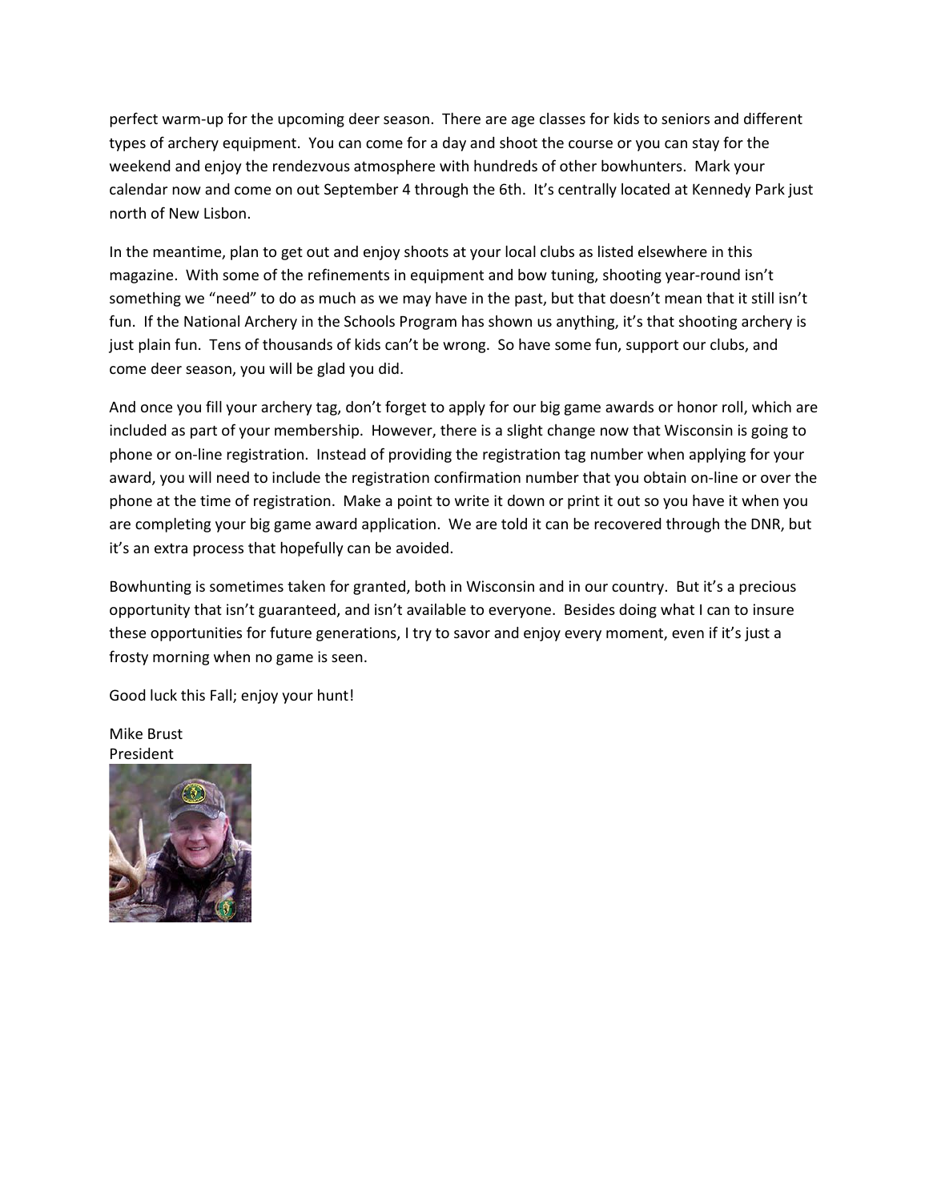perfect warm-up for the upcoming deer season. There are age classes for kids to seniors and different types of archery equipment. You can come for a day and shoot the course or you can stay for the weekend and enjoy the rendezvous atmosphere with hundreds of other bowhunters. Mark your calendar now and come on out September 4 through the 6th. It's centrally located at Kennedy Park just north of New Lisbon.

In the meantime, plan to get out and enjoy shoots at your local clubs as listed elsewhere in this magazine. With some of the refinements in equipment and bow tuning, shooting year-round isn't something we "need" to do as much as we may have in the past, but that doesn't mean that it still isn't fun. If the National Archery in the Schools Program has shown us anything, it's that shooting archery is just plain fun. Tens of thousands of kids can't be wrong. So have some fun, support our clubs, and come deer season, you will be glad you did.

And once you fill your archery tag, don't forget to apply for our big game awards or honor roll, which are included as part of your membership. However, there is a slight change now that Wisconsin is going to phone or on-line registration. Instead of providing the registration tag number when applying for your award, you will need to include the registration confirmation number that you obtain on-line or over the phone at the time of registration. Make a point to write it down or print it out so you have it when you are completing your big game award application. We are told it can be recovered through the DNR, but it's an extra process that hopefully can be avoided.

Bowhunting is sometimes taken for granted, both in Wisconsin and in our country. But it's a precious opportunity that isn't guaranteed, and isn't available to everyone. Besides doing what I can to insure these opportunities for future generations, I try to savor and enjoy every moment, even if it's just a frosty morning when no game is seen.

Good luck this Fall; enjoy your hunt!

Mike Brust
President